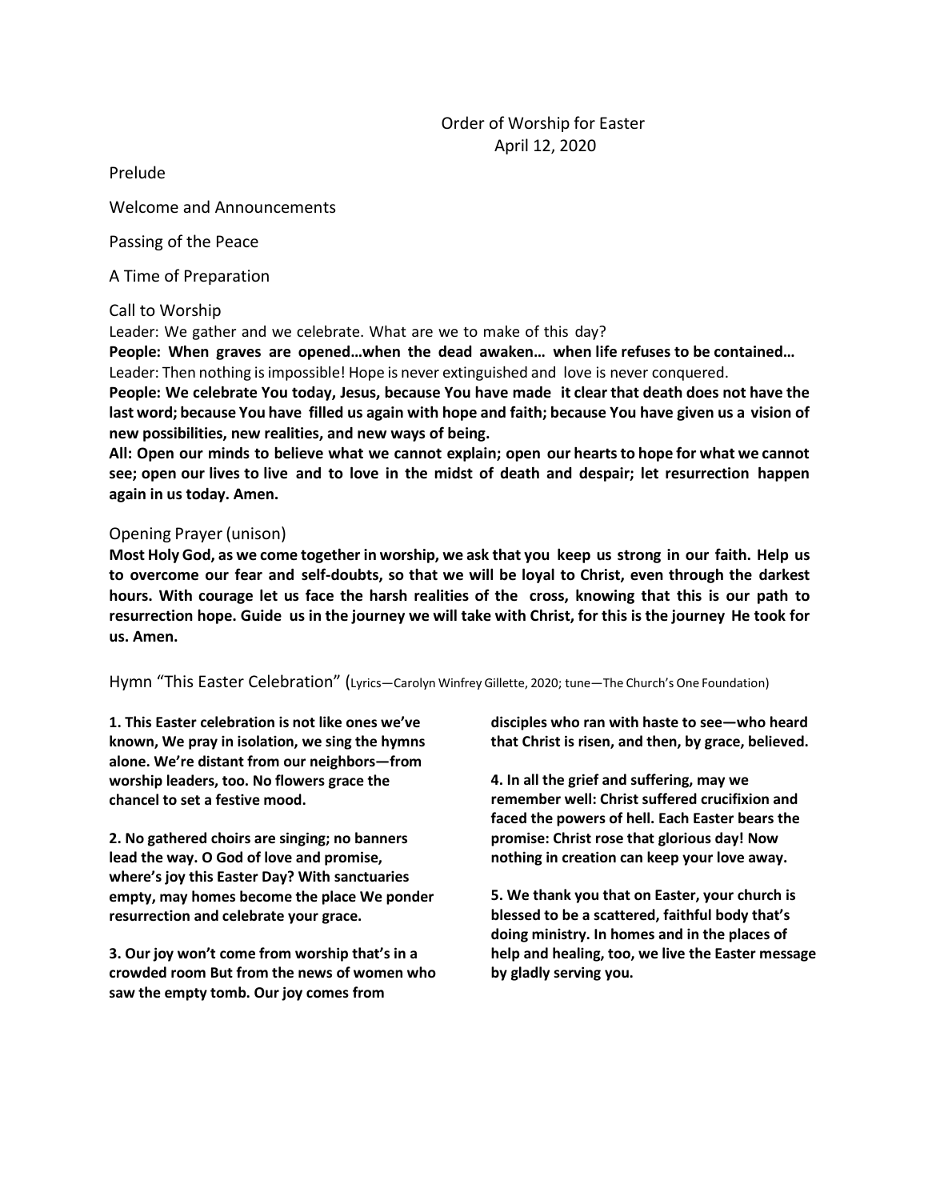# Order of Worship for Easter
April 12, 2020

Prelude

Welcome and Announcements

Passing of the Peace

A Time of Preparation

## Call to Worship

Leader: We gather and we celebrate. What are we to make of this day?

**People: When graves are opened…when the dead awaken… when life refuses to be contained…**

Leader: Then nothing is impossible! Hope is never extinguished and love is never conquered.

**People: We celebrate You today, Jesus, because You have made it clear that death does not have the last word; because You have filled us again with hope and faith; because You have given us a vision of new possibilities, new realities, and new ways of being.**

**All: Open our minds to believe what we cannot explain; open our hearts to hope for what we cannot see; open our lives to live and to love in the midst of death and despair; let resurrection happen again in us today. Amen.**

## Opening Prayer (unison)

**Most Holy God, as we come together in worship, we ask that you keep us strong in our faith. Help us to overcome our fear and self-doubts, so that we will be loyal to Christ, even through the darkest hours. With courage let us face the harsh realities of the cross, knowing that this is our path to resurrection hope. Guide us in the journey we will take with Christ, for this is the journey He took for us. Amen.**

## Hymn "This Easter Celebration" (Lyrics—Carolyn Winfrey Gillette, 2020; tune—The Church's One Foundation)

**1. This Easter celebration is not like ones we've known, We pray in isolation, we sing the hymns alone. We're distant from our neighbors—from worship leaders, too. No flowers grace the chancel to set a festive mood.**

**2. No gathered choirs are singing; no banners lead the way. O God of love and promise, where's joy this Easter Day? With sanctuaries empty, may homes become the place We ponder resurrection and celebrate your grace.**

**3. Our joy won't come from worship that's in a crowded room But from the news of women who saw the empty tomb. Our joy comes from disciples who ran with haste to see—who heard that Christ is risen, and then, by grace, believed.**

**4. In all the grief and suffering, may we remember well: Christ suffered crucifixion and faced the powers of hell. Each Easter bears the promise: Christ rose that glorious day! Now nothing in creation can keep your love away.**

**5. We thank you that on Easter, your church is blessed to be a scattered, faithful body that's doing ministry. In homes and in the places of help and healing, too, we live the Easter message by gladly serving you.**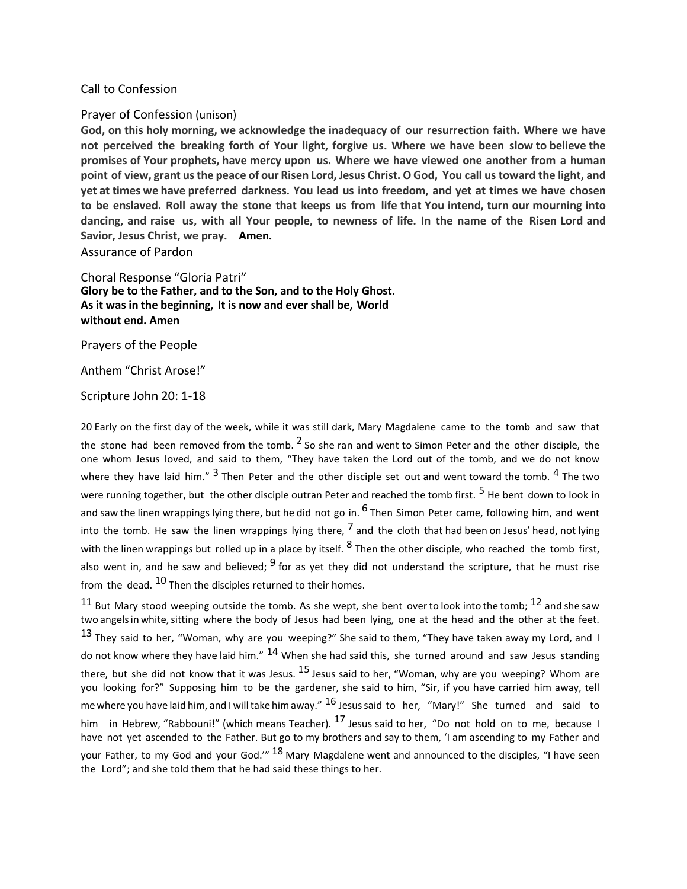Call to Confession

Prayer of Confession (unison)

**God, on this holy morning, we acknowledge the inadequacy of our resurrection faith. Where we have not perceived the breaking forth of Your light, forgive us. Where we have been slow to believe the promises of Your prophets, have mercy upon us. Where we have viewed one another from a human point of view, grant us the peace of our Risen Lord, Jesus Christ. O God, You call us toward the light, and yet at times we have preferred darkness. You lead us into freedom, and yet at times we have chosen to be enslaved. Roll away the stone that keeps us from life that You intend, turn our mourning into dancing, and raise us, with all Your people, to newness of life. In the name of the Risen Lord and Savior, Jesus Christ, we pray. Amen.**

Assurance of Pardon

Choral Response "Gloria Patri"

**Glory be to the Father, and to the Son, and to the Holy Ghost.
As it was in the beginning, It is now and ever shall be, World without end. Amen**

Prayers of the People

Anthem "Christ Arose!"

Scripture John 20: 1-18

20 Early on the first day of the week, while it was still dark, Mary Magdalene came to the tomb and saw that the stone had been removed from the tomb. 2 So she ran and went to Simon Peter and the other disciple, the one whom Jesus loved, and said to them, "They have taken the Lord out of the tomb, and we do not know where they have laid him." 3 Then Peter and the other disciple set out and went toward the tomb. 4 The two were running together, but the other disciple outran Peter and reached the tomb first. 5 He bent down to look in and saw the linen wrappings lying there, but he did not go in. 6 Then Simon Peter came, following him, and went into the tomb. He saw the linen wrappings lying there, 7 and the cloth that had been on Jesus' head, not lying with the linen wrappings but rolled up in a place by itself. 8 Then the other disciple, who reached the tomb first, also went in, and he saw and believed; 9 for as yet they did not understand the scripture, that he must rise from the dead. 10 Then the disciples returned to their homes.

11 But Mary stood weeping outside the tomb. As she wept, she bent over to look into the tomb; 12 and she saw two angels in white, sitting where the body of Jesus had been lying, one at the head and the other at the feet. 13 They said to her, "Woman, why are you weeping?" She said to them, "They have taken away my Lord, and I do not know where they have laid him." 14 When she had said this, she turned around and saw Jesus standing there, but she did not know that it was Jesus. 15 Jesus said to her, "Woman, why are you weeping? Whom are you looking for?" Supposing him to be the gardener, she said to him, "Sir, if you have carried him away, tell me where you have laid him, and I will take him away." 16 Jesus said to her, "Mary!" She turned and said to him in Hebrew, "Rabbouni!" (which means Teacher). 17 Jesus said to her, "Do not hold on to me, because I have not yet ascended to the Father. But go to my brothers and say to them, 'I am ascending to my Father and your Father, to my God and your God.'" 18 Mary Magdalene went and announced to the disciples, "I have seen the Lord"; and she told them that he had said these things to her.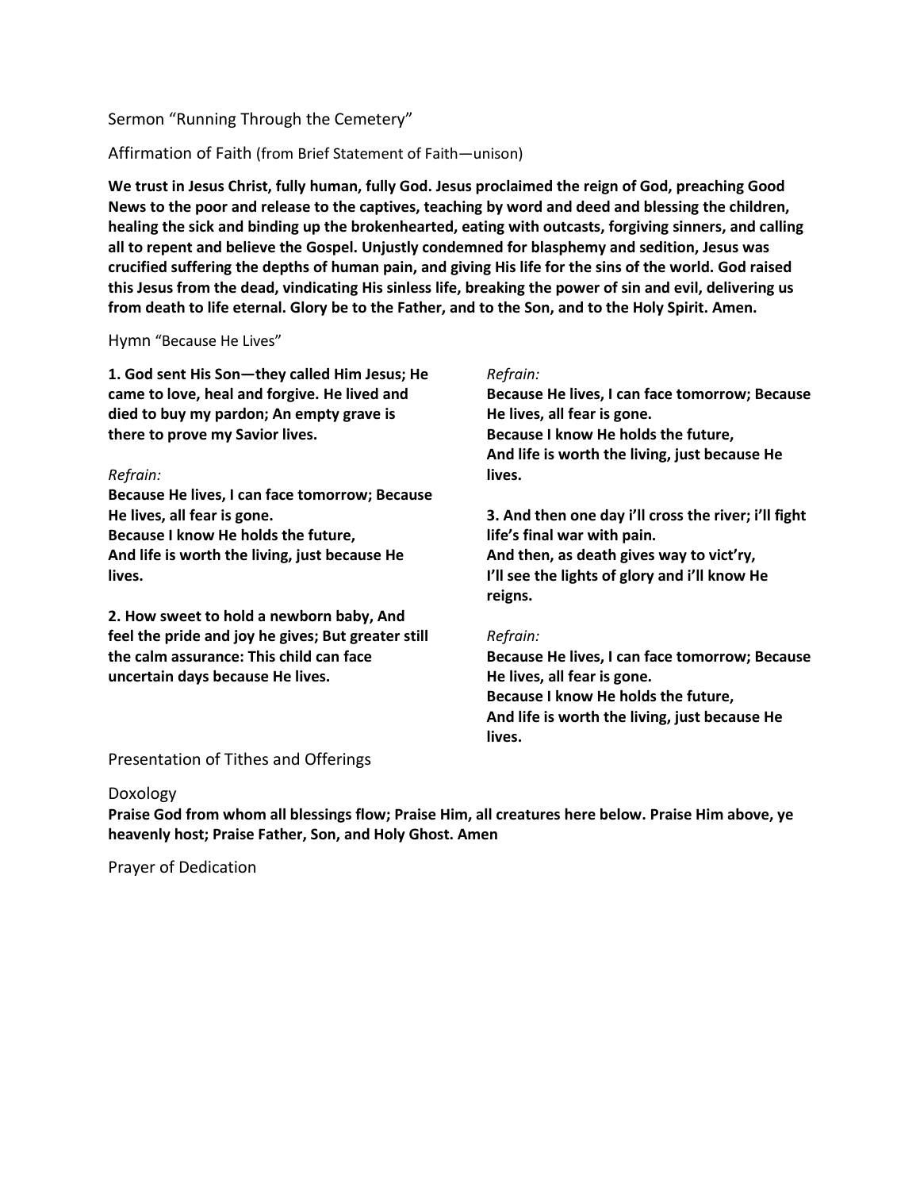Sermon “Running Through the Cemetery”

Affirmation of Faith (from Brief Statement of Faith—unison)

**We trust in Jesus Christ, fully human, fully God. Jesus proclaimed the reign of God, preaching Good News to the poor and release to the captives, teaching by word and deed and blessing the children, healing the sick and binding up the brokenhearted, eating with outcasts, forgiving sinners, and calling all to repent and believe the Gospel. Unjustly condemned for blasphemy and sedition, Jesus was crucified suffering the depths of human pain, and giving His life for the sins of the world. God raised this Jesus from the dead, vindicating His sinless life, breaking the power of sin and evil, delivering us from death to life eternal. Glory be to the Father, and to the Son, and to the Holy Spirit. Amen.**

Hymn “Because He Lives”

**1. God sent His Son—they called Him Jesus; He came to love, heal and forgive. He lived and died to buy my pardon; An empty grave is there to prove my Savior lives.**

*Refrain:*
**Because He lives, I can face tomorrow; Because He lives, all fear is gone.**
**Because I know He holds the future,**
**And life is worth the living, just because He lives.**

**2. How sweet to hold a newborn baby, And feel the pride and joy he gives; But greater still the calm assurance: This child can face uncertain days because He lives.**

*Refrain:*
**Because He lives, I can face tomorrow; Because He lives, all fear is gone.**
**Because I know He holds the future,**
**And life is worth the living, just because He lives.**

**3. And then one day i’ll cross the river; i’ll fight life’s final war with pain.**
**And then, as death gives way to vict’ry,**
**I’ll see the lights of glory and i’ll know He reigns.**

*Refrain:*
**Because He lives, I can face tomorrow; Because He lives, all fear is gone.**
**Because I know He holds the future,**
**And life is worth the living, just because He lives.**

Presentation of Tithes and Offerings

Doxology
**Praise God from whom all blessings flow; Praise Him, all creatures here below. Praise Him above, ye heavenly host; Praise Father, Son, and Holy Ghost. Amen**

Prayer of Dedication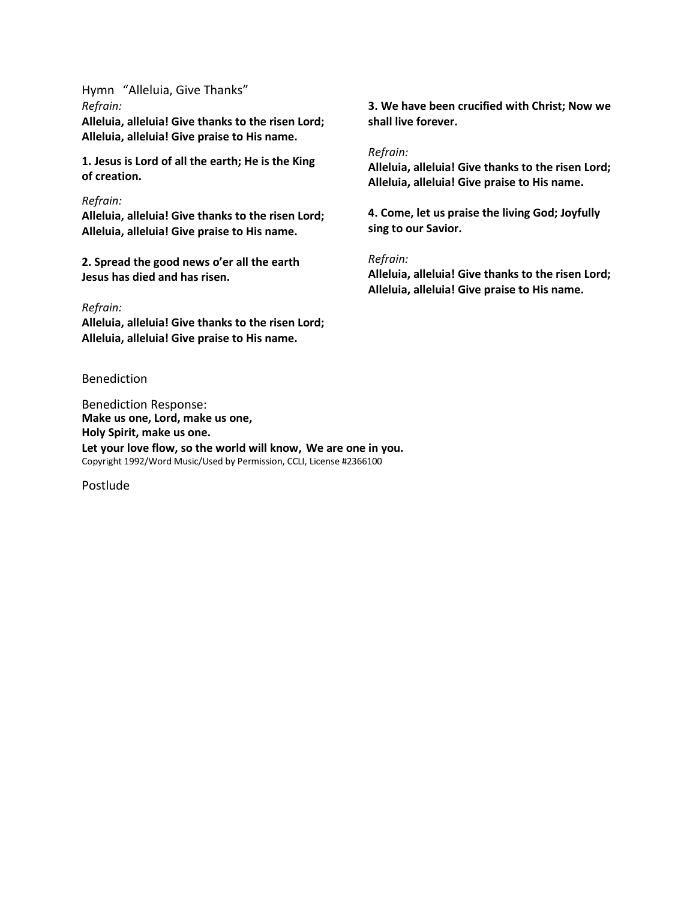Hymn “Alleluia, Give Thanks”

*Refrain:*

**Alleluia, alleluia! Give thanks to the risen Lord;**
**Alleluia, alleluia! Give praise to His name.**

**1. Jesus is Lord of all the earth; He is the King of creation.**

*Refrain:*

**Alleluia, alleluia! Give thanks to the risen Lord;**
**Alleluia, alleluia! Give praise to His name.**

**2. Spread the good news o’er all the earth**
**Jesus has died and has risen.**

*Refrain:*

**Alleluia, alleluia! Give thanks to the risen Lord;**
**Alleluia, alleluia! Give praise to His name.**

**3. We have been crucified with Christ; Now we shall live forever.**

*Refrain:*

**Alleluia, alleluia! Give thanks to the risen Lord;**
**Alleluia, alleluia! Give praise to His name.**

**4. Come, let us praise the living God; Joyfully sing to our Savior.**

*Refrain:*

**Alleluia, alleluia! Give thanks to the risen Lord;**
**Alleluia, alleluia! Give praise to His name.**

Benediction

Benediction Response:
**Make us one, Lord, make us one,**
**Holy Spirit, make us one.**
**Let your love flow, so the world will know, We are one in you.**
Copyright 1992/Word Music/Used by Permission, CCLI, License #2366100

Postlude